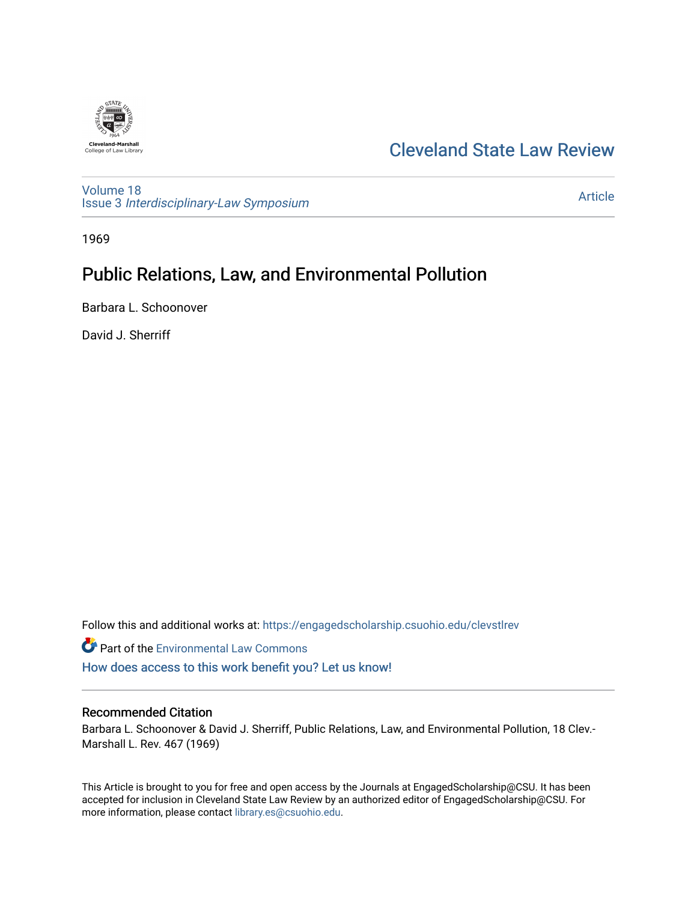Cleveland-Marshall College of Law Library

# Cleveland State Law Review

Volume 18
Issue 3 *Interdisciplinary-Law Symposium*

Article

1969

# Public Relations, Law, and Environmental Pollution

Barbara L. Schoonover

David J. Sherriff

Follow this and additional works at: https://engagedscholarship.csuohio.edu/clevstlrev

Part of the Environmental Law Commons

How does access to this work benefit you? Let us know!

## Recommended Citation

Barbara L. Schoonover & David J. Sherriff, Public Relations, Law, and Environmental Pollution, 18 Clev.-Marshall L. Rev. 467 (1969)

This Article is brought to you for free and open access by the Journals at EngagedScholarship@CSU. It has been accepted for inclusion in Cleveland State Law Review by an authorized editor of EngagedScholarship@CSU. For more information, please contact library.es@csuohio.edu.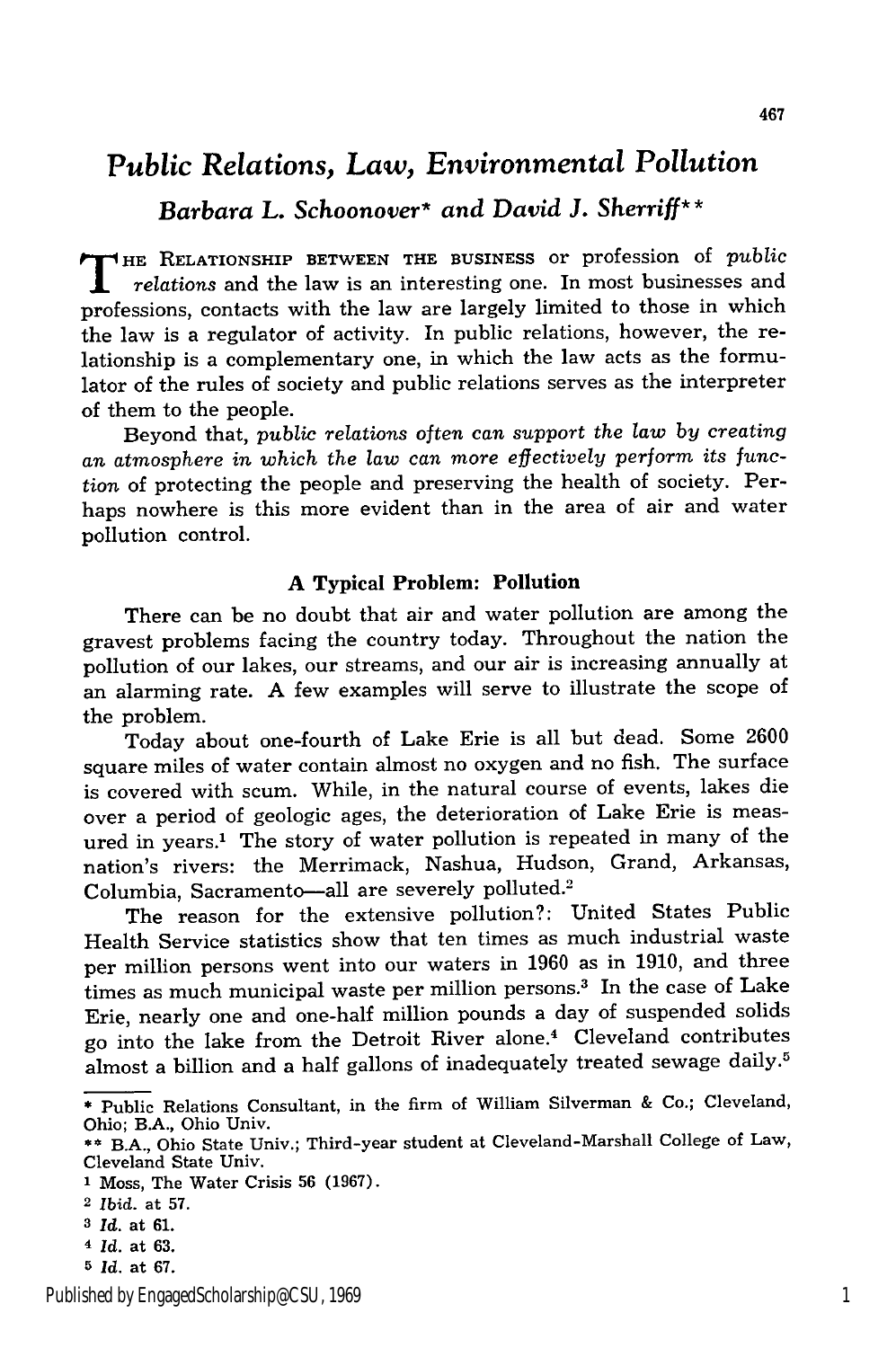# Public Relations, Law, Environmental Pollution

*Barbara L. Schoonover\* and David J. Sherriff\*\**

THE RELATIONSHIP BETWEEN THE BUSINESS or profession of *public relations* and the law is an interesting one. In most businesses and professions, contacts with the law are largely limited to those in which the law is a regulator of activity. In public relations, however, the relationship is a complementary one, in which the law acts as the formulator of the rules of society and public relations serves as the interpreter of them to the people.

Beyond that, *public relations often can support the law by creating an atmosphere in which the law can more effectively perform its function* of protecting the people and preserving the health of society. Perhaps nowhere is this more evident than in the area of air and water pollution control.

### A Typical Problem: Pollution

There can be no doubt that air and water pollution are among the gravest problems facing the country today. Throughout the nation the pollution of our lakes, our streams, and our air is increasing annually at an alarming rate. A few examples will serve to illustrate the scope of the problem.

Today about one-fourth of Lake Erie is all but dead. Some 2600 square miles of water contain almost no oxygen and no fish. The surface is covered with scum. While, in the natural course of events, lakes die over a period of geologic ages, the deterioration of Lake Erie is measured in years.[1] The story of water pollution is repeated in many of the nation's rivers: the Merrimack, Nashua, Hudson, Grand, Arkansas, Columbia, Sacramento—all are severely polluted.[2]

The reason for the extensive pollution?: United States Public Health Service statistics show that ten times as much industrial waste per million persons went into our waters in 1960 as in 1910, and three times as much municipal waste per million persons.[3] In the case of Lake Erie, nearly one and one-half million pounds a day of suspended solids go into the lake from the Detroit River alone.[4] Cleveland contributes almost a billion and a half gallons of inadequately treated sewage daily.[5]

---

\* Public Relations Consultant, in the firm of William Silverman & Co.; Cleveland, Ohio; B.A., Ohio Univ.

\*\* B.A., Ohio State Univ.; Third-year student at Cleveland-Marshall College of Law, Cleveland State Univ.

[1] Moss, The Water Crisis 56 (1967).

[2] *Ibid.* at 57.

[3] *Id.* at 61.

[4] *Id.* at 63.

[5] *Id.* at 67.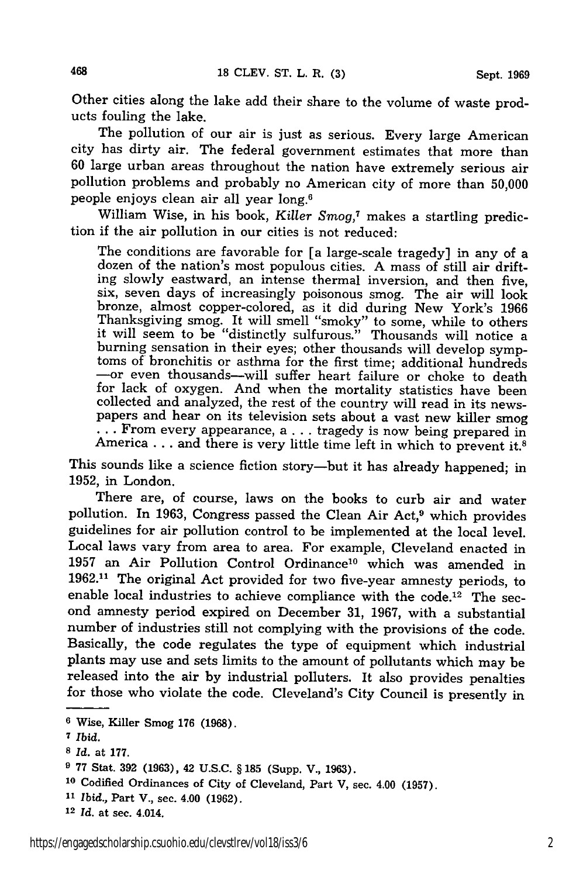Other cities along the lake add their share to the volume of waste products fouling the lake.

The pollution of our air is just as serious. Every large American city has dirty air. The federal government estimates that more than 60 large urban areas throughout the nation have extremely serious air pollution problems and probably no American city of more than 50,000 people enjoys clean air all year long.[6]

William Wise, in his book, *Killer Smog*,[7] makes a startling prediction if the air pollution in our cities is not reduced:

> The conditions are favorable for [a large-scale tragedy] in any of a dozen of the nation's most populous cities. A mass of still air drifting slowly eastward, an intense thermal inversion, and then five, six, seven days of increasingly poisonous smog. The air will look bronze, almost copper-colored, as it did during New York's 1966 Thanksgiving smog. It will smell "smoky" to some, while to others it will seem to be "distinctly sulfurous." Thousands will notice a burning sensation in their eyes; other thousands will develop symptoms of bronchitis or asthma for the first time; additional hundreds —or even thousands—will suffer heart failure or choke to death for lack of oxygen. And when the mortality statistics have been collected and analyzed, the rest of the country will read in its newspapers and hear on its television sets about a vast new killer smog . . . From every appearance, a . . . tragedy is now being prepared in America . . . and there is very little time left in which to prevent it.[8]

This sounds like a science fiction story—but it has already happened; in 1952, in London.

There are, of course, laws on the books to curb air and water pollution. In 1963, Congress passed the Clean Air Act,[9] which provides guidelines for air pollution control to be implemented at the local level. Local laws vary from area to area. For example, Cleveland enacted in 1957 an Air Pollution Control Ordinance[10] which was amended in 1962.[11] The original Act provided for two five-year amnesty periods, to enable local industries to achieve compliance with the code.[12] The second amnesty period expired on December 31, 1967, with a substantial number of industries still not complying with the provisions of the code. Basically, the code regulates the type of equipment which industrial plants may use and sets limits to the amount of pollutants which may be released into the air by industrial polluters. It also provides penalties for those who violate the code. Cleveland's City Council is presently in

---

[6] Wise, Killer Smog 176 (1968).

[7] *Ibid.*

[8] *Id.* at 177.

[9] 77 Stat. 392 (1963), 42 U.S.C. § 185 (Supp. V., 1963).

[10] Codified Ordinances of City of Cleveland, Part V, sec. 4.00 (1957).

[11] *Ibid.*, Part V., sec. 4.00 (1962).

[12] *Id.* at sec. 4.014.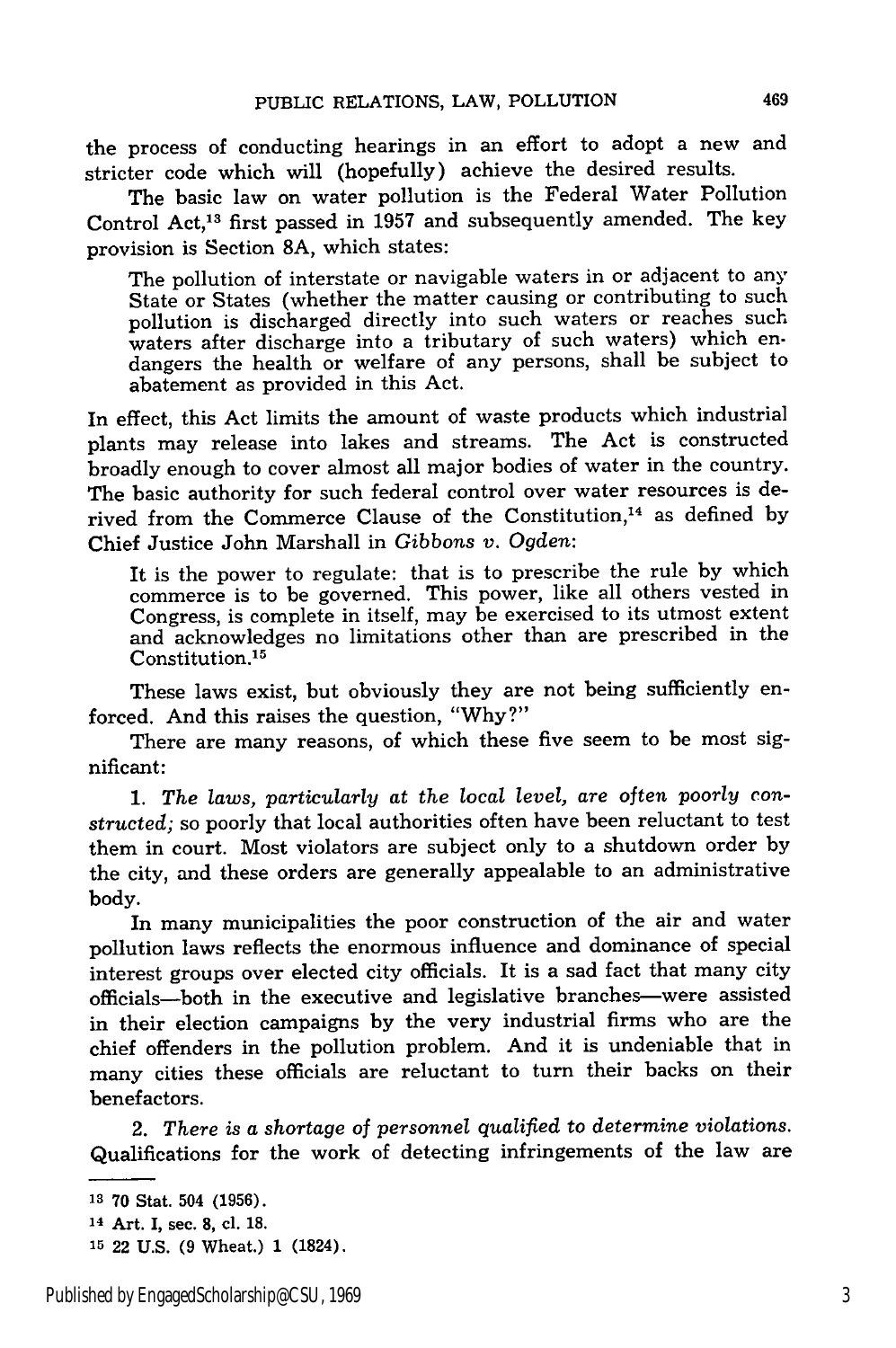the process of conducting hearings in an effort to adopt a new and stricter code which will (hopefully) achieve the desired results.

The basic law on water pollution is the Federal Water Pollution Control Act,[13] first passed in 1957 and subsequently amended. The key provision is Section 8A, which states:

> The pollution of interstate or navigable waters in or adjacent to any State or States (whether the matter causing or contributing to such pollution is discharged directly into such waters or reaches such waters after discharge into a tributary of such waters) which endangers the health or welfare of any persons, shall be subject to abatement as provided in this Act.

In effect, this Act limits the amount of waste products which industrial plants may release into lakes and streams. The Act is constructed broadly enough to cover almost all major bodies of water in the country. The basic authority for such federal control over water resources is derived from the Commerce Clause of the Constitution,[14] as defined by Chief Justice John Marshall in *Gibbons v. Ogden*:

> It is the power to regulate: that is to prescribe the rule by which commerce is to be governed. This power, like all others vested in Congress, is complete in itself, may be exercised to its utmost extent and acknowledges no limitations other than are prescribed in the Constitution.[15]

These laws exist, but obviously they are not being sufficiently enforced. And this raises the question, "Why?"

There are many reasons, of which these five seem to be most significant:

1. *The laws, particularly at the local level, are often poorly constructed;* so poorly that local authorities often have been reluctant to test them in court. Most violators are subject only to a shutdown order by the city, and these orders are generally appealable to an administrative body.

In many municipalities the poor construction of the air and water pollution laws reflects the enormous influence and dominance of special interest groups over elected city officials. It is a sad fact that many city officials—both in the executive and legislative branches—were assisted in their election campaigns by the very industrial firms who are the chief offenders in the pollution problem. And it is undeniable that in many cities these officials are reluctant to turn their backs on their benefactors.

2. *There is a shortage of personnel qualified to determine violations.* Qualifications for the work of detecting infringements of the law are

---

[13] 70 Stat. 504 (1956).

[14] Art. I, sec. 8, cl. 18.

[15] 22 U.S. (9 Wheat.) 1 (1824).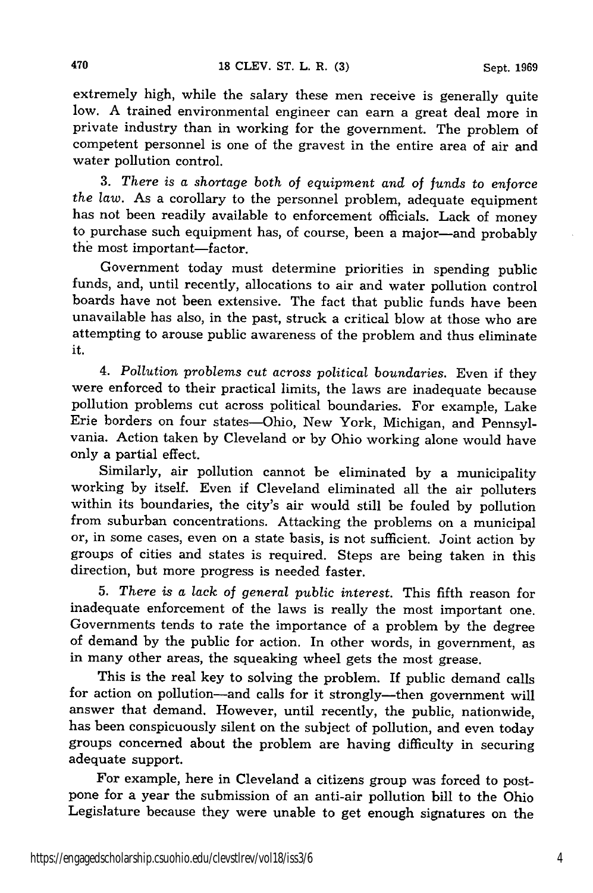extremely high, while the salary these men receive is generally quite low. A trained environmental engineer can earn a great deal more in private industry than in working for the government. The problem of competent personnel is one of the gravest in the entire area of air and water pollution control.

3. *There is a shortage both of equipment and of funds to enforce the law.* As a corollary to the personnel problem, adequate equipment has not been readily available to enforcement officials. Lack of money to purchase such equipment has, of course, been a major—and probably the most important—factor.

Government today must determine priorities in spending public funds, and, until recently, allocations to air and water pollution control boards have not been extensive. The fact that public funds have been unavailable has also, in the past, struck a critical blow at those who are attempting to arouse public awareness of the problem and thus eliminate it.

4. *Pollution problems cut across political boundaries.* Even if they were enforced to their practical limits, the laws are inadequate because pollution problems cut across political boundaries. For example, Lake Erie borders on four states—Ohio, New York, Michigan, and Pennsylvania. Action taken by Cleveland or by Ohio working alone would have only a partial effect.

Similarly, air pollution cannot be eliminated by a municipality working by itself. Even if Cleveland eliminated all the air polluters within its boundaries, the city's air would still be fouled by pollution from suburban concentrations. Attacking the problems on a municipal or, in some cases, even on a state basis, is not sufficient. Joint action by groups of cities and states is required. Steps are being taken in this direction, but more progress is needed faster.

5. *There is a lack of general public interest.* This fifth reason for inadequate enforcement of the laws is really the most important one. Governments tends to rate the importance of a problem by the degree of demand by the public for action. In other words, in government, as in many other areas, the squeaking wheel gets the most grease.

This is the real key to solving the problem. If public demand calls for action on pollution—and calls for it strongly—then government will answer that demand. However, until recently, the public, nationwide, has been conspicuously silent on the subject of pollution, and even today groups concerned about the problem are having difficulty in securing adequate support.

For example, here in Cleveland a citizens group was forced to postpone for a year the submission of an anti-air pollution bill to the Ohio Legislature because they were unable to get enough signatures on the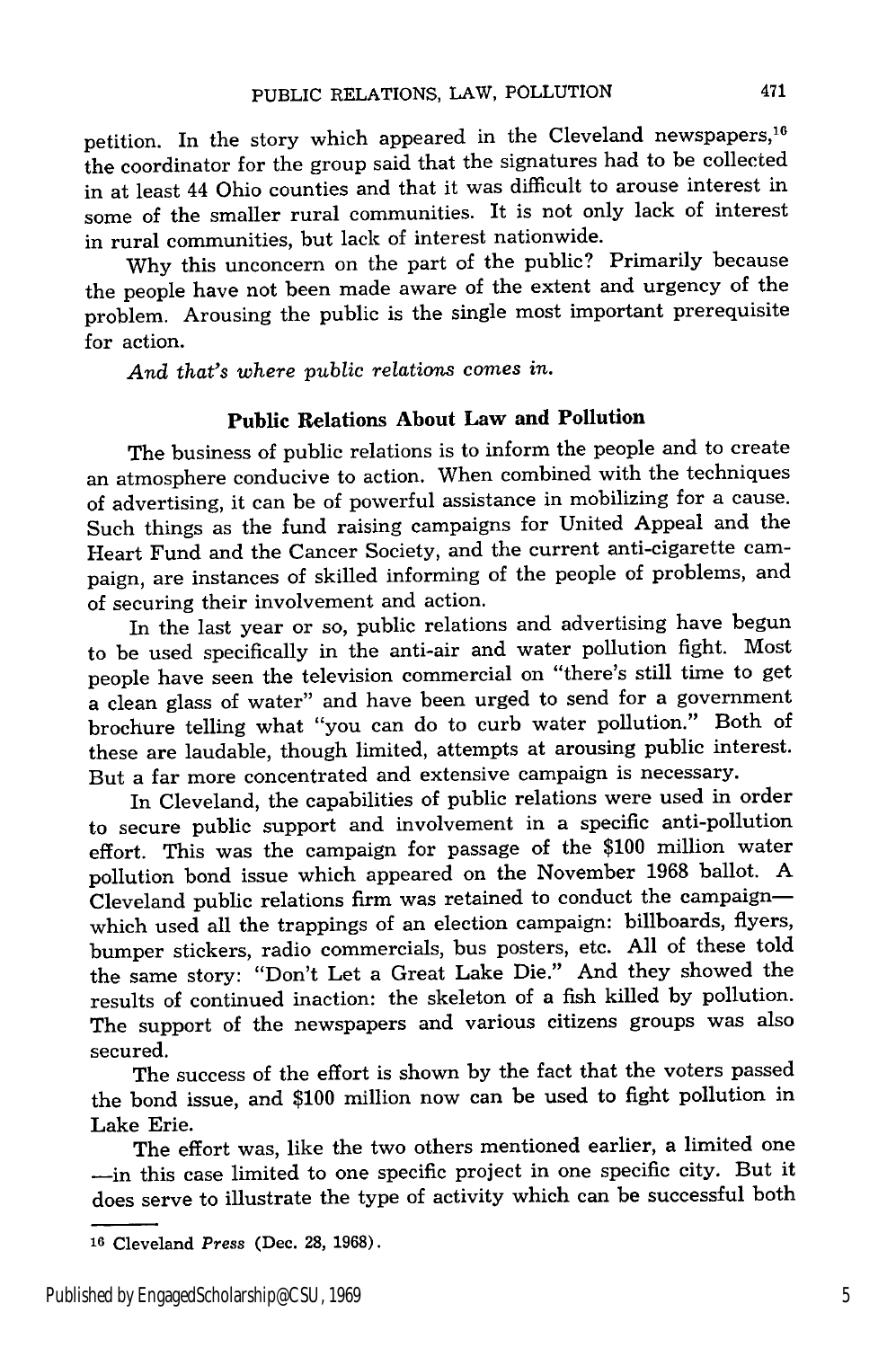petition. In the story which appeared in the Cleveland newspapers,[16] the coordinator for the group said that the signatures had to be collected in at least 44 Ohio counties and that it was difficult to arouse interest in some of the smaller rural communities. It is not only lack of interest in rural communities, but lack of interest nationwide.

Why this unconcern on the part of the public? Primarily because the people have not been made aware of the extent and urgency of the problem. Arousing the public is the single most important prerequisite for action.

*And that's where public relations comes in.*

## Public Relations About Law and Pollution

The business of public relations is to inform the people and to create an atmosphere conducive to action. When combined with the techniques of advertising, it can be of powerful assistance in mobilizing for a cause. Such things as the fund raising campaigns for United Appeal and the Heart Fund and the Cancer Society, and the current anti-cigarette campaign, are instances of skilled informing of the people of problems, and of securing their involvement and action.

In the last year or so, public relations and advertising have begun to be used specifically in the anti-air and water pollution fight. Most people have seen the television commercial on "there's still time to get a clean glass of water" and have been urged to send for a government brochure telling what "you can do to curb water pollution." Both of these are laudable, though limited, attempts at arousing public interest. But a far more concentrated and extensive campaign is necessary.

In Cleveland, the capabilities of public relations were used in order to secure public support and involvement in a specific anti-pollution effort. This was the campaign for passage of the $100 million water pollution bond issue which appeared on the November 1968 ballot. A Cleveland public relations firm was retained to conduct the campaign—which used all the trappings of an election campaign: billboards, flyers, bumper stickers, radio commercials, bus posters, etc. All of these told the same story: "Don't Let a Great Lake Die." And they showed the results of continued inaction: the skeleton of a fish killed by pollution. The support of the newspapers and various citizens groups was also secured.

The success of the effort is shown by the fact that the voters passed the bond issue, and $100 million now can be used to fight pollution in Lake Erie.

The effort was, like the two others mentioned earlier, a limited one —in this case limited to one specific project in one specific city. But it does serve to illustrate the type of activity which can be successful both

---

[16] Cleveland *Press* (Dec. 28, 1968).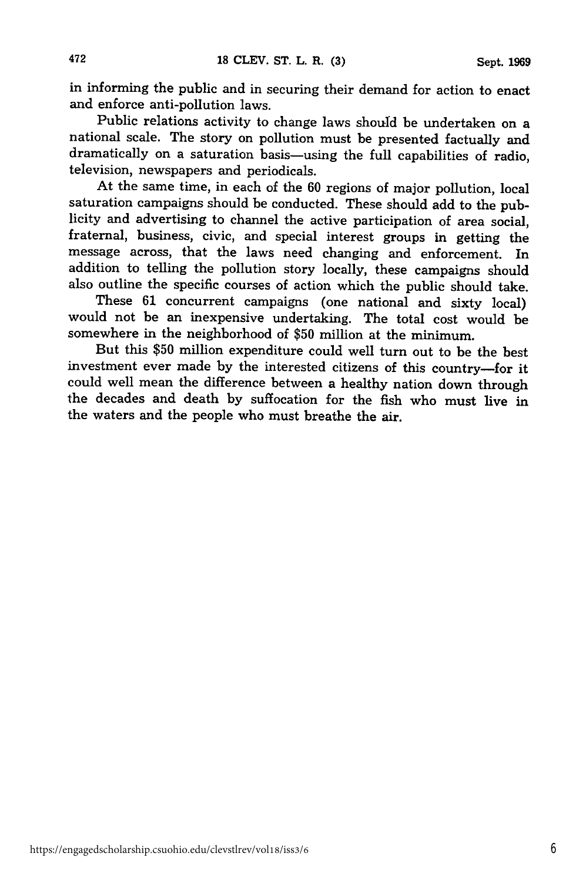in informing the public and in securing their demand for action to enact and enforce anti-pollution laws.

Public relations activity to change laws should be undertaken on a national scale. The story on pollution must be presented factually and dramatically on a saturation basis—using the full capabilities of radio, television, newspapers and periodicals.

At the same time, in each of the 60 regions of major pollution, local saturation campaigns should be conducted. These should add to the publicity and advertising to channel the active participation of area social, fraternal, business, civic, and special interest groups in getting the message across, that the laws need changing and enforcement. In addition to telling the pollution story locally, these campaigns should also outline the specific courses of action which the public should take.

These 61 concurrent campaigns (one national and sixty local) would not be an inexpensive undertaking. The total cost would be somewhere in the neighborhood of $50 million at the minimum.

But this $50 million expenditure could well turn out to be the best investment ever made by the interested citizens of this country—for it could well mean the difference between a healthy nation down through the decades and death by suffocation for the fish who must live in the waters and the people who must breathe the air.